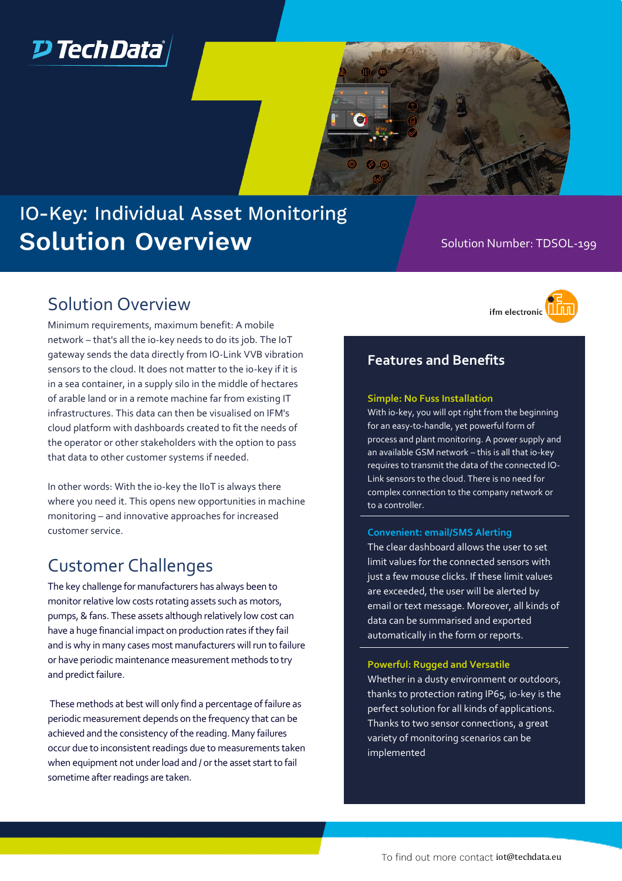# IO-Key: Individual Asset Monitoring

# Solution Overview

Solution Number: TDSOL-199

## Solution Overview

Minimum requirements, maximum benefit: A mobile network – that's all the io-key needs to do its job. The IoT gateway sends the data directly from IO-Link VVB vibration sensors to the cloud. It does not matter to the io-key if it is in a sea container, in a supply silo in the middle of hectares of arable land or in a remote machine far from existing IT infrastructures. This data can then be visualised on IFM's cloud platform with dashboards created to fit the needs of the operator or other stakeholders with the option to pass that data to other customer systems if needed.

In other words: With the io-key the IIoT is always there where you need it. This opens new opportunities in machine monitoring – and innovative approaches for increased customer service.

## Customer Challenges

The key challenge for manufacturers has always been to monitor relative low costs rotating assets such as motors, pumps, & fans. These assets although relatively low cost can have a huge financial impact on production rates if they fail and is why in many cases most manufacturers will run to failure or have periodic maintenance measurement methods to try and predict failure.

These methods at best will only find a percentage of failure as periodic measurement depends on the frequency that can be achieved and the consistency of the reading. Many failures occur due to inconsistent readings due to measurements taken when equipment not under load and / or the asset start to fail sometime after readings are taken.

ifm electronic

## Features and Benefits

### Simple: No Fuss Installation

With io-key, you will opt right from the beginning for an easy-to-handle, yet powerful form of process and plant monitoring. A power supply and an available GSM network – this is all that io-key requires to transmit the data of the connected IO-Link sensors to the cloud. There is no need for complex connection to the company network or to a controller.

### Convenient: email/SMS Alerting

The clear dashboard allows the user to set limit values for the connected sensors with just a few mouse clicks. If these limit values are exceeded, the user will be alerted by email or text message. Moreover, all kinds of data can be summarised and exported automatically in the form or reports.

### Powerful: Rugged and Versatile

Whether in a dusty environment or outdoors, thanks to protection rating IP65, io-key is the perfect solution for all kinds of applications. Thanks to two sensor connections, a great variety of monitoring scenarios can be implemented

To find out more contact iot@techdata.eu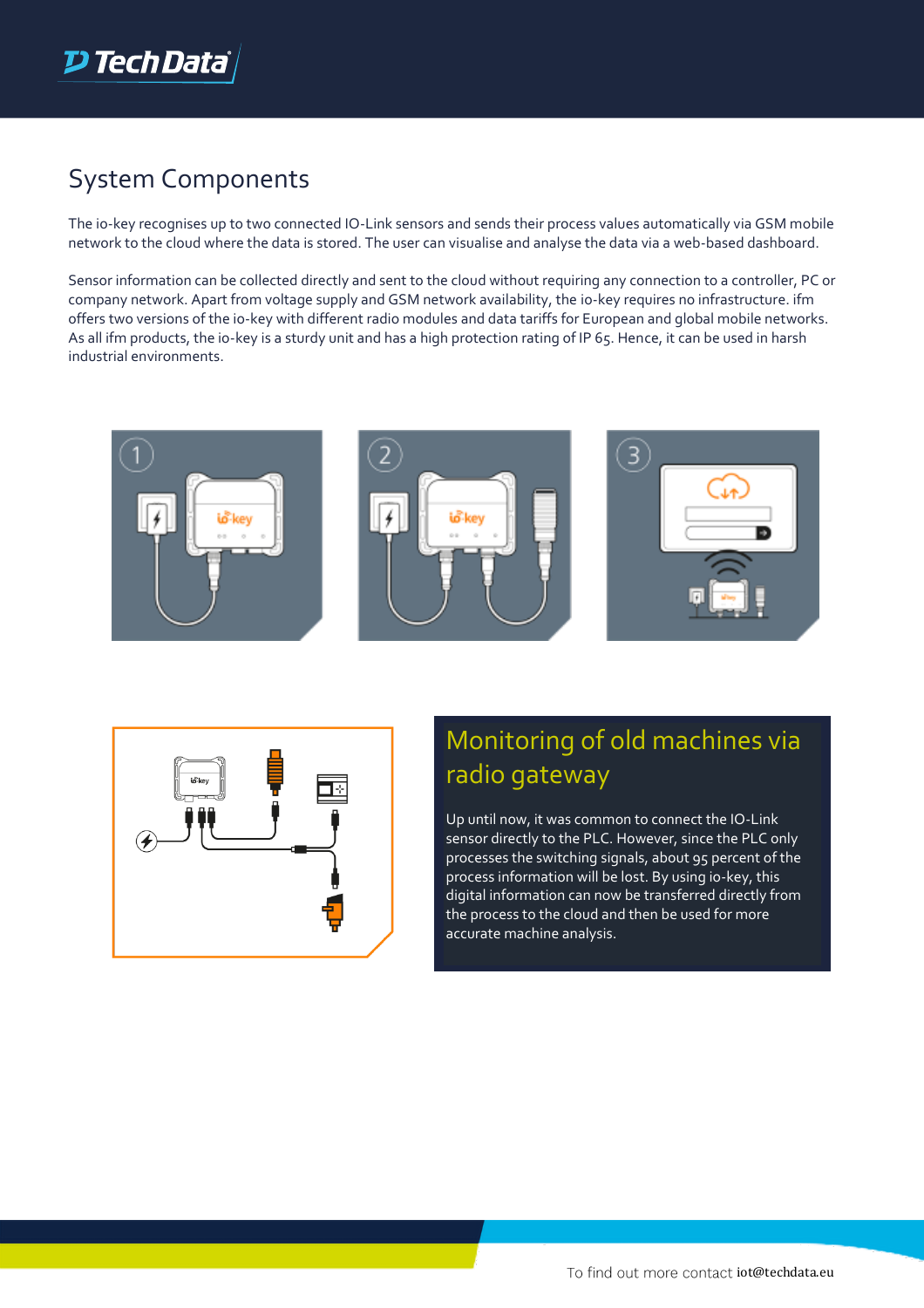## System Components

The io-key recognises up to two connected IO-Link sensors and sends their process values automatically via GSM mobile network to the cloud where the data is stored. The user can visualise and analyse the data via a web-based dashboard.

Sensor information can be collected directly and sent to the cloud without requiring any connection to a controller, PC or company network. Apart from voltage supply and GSM network availability, the io-key requires no infrastructure. ifm offers two versions of the io-key with different radio modules and data tariffs for European and global mobile networks. As all ifm products, the io-key is a sturdy unit and has a high protection rating of IP 65. Hence, it can be used in harsh industrial environments.

## Monitoring of old machines via radio gateway

Up until now, it was common to connect the IO-Link sensor directly to the PLC. However, since the PLC only processes the switching signals, about 95 percent of the process information will be lost. By using io-key, this digital information can now be transferred directly from the process to the cloud and then be used for more accurate machine analysis.

To find out more contact iot@techdata.eu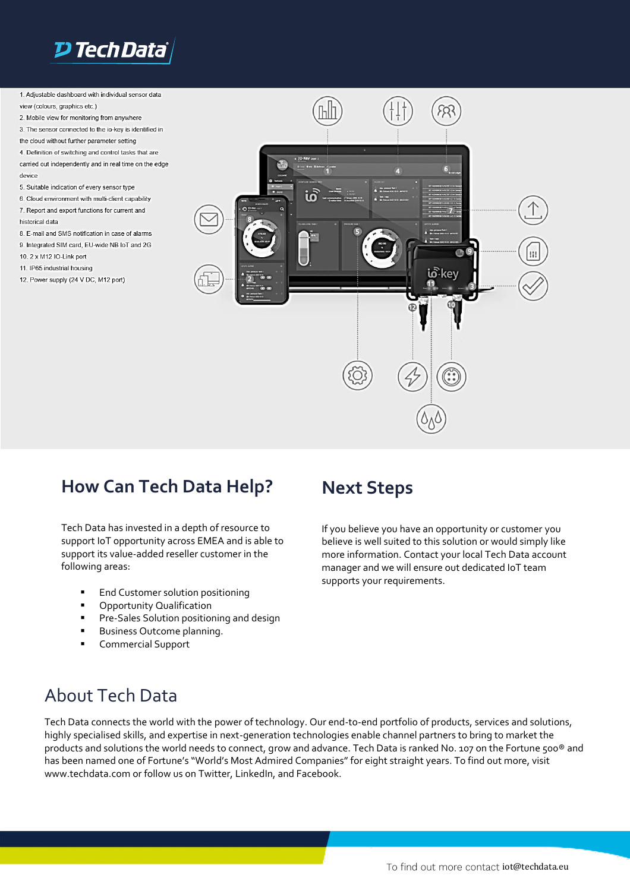1. Adjustable dashboard with individual sensor data view (colours, graphics etc.)
2. Mobile view for monitoring from anywhere
3. The sensor connected to the io-key is identified in the cloud without further parameter setting
4. Definition of switching and control tasks that are carried out independently and in real time on the edge device
5. Suitable indication of every sensor type
6. Cloud environment with multi-client capability
7. Report and export functions for current and historical data
8. E-mail and SMS notification in case of alarms
9. Integrated SIM card, EU-wide NB IoT and 2G
10. 2 x M12 IO-Link port
11. IP65 industrial housing
12. Power supply (24 V DC, M12 port)

## How Can Tech Data Help?

Tech Data has invested in a depth of resource to support IoT opportunity across EMEA and is able to support its value-added reseller customer in the following areas:

- End Customer solution positioning
- Opportunity Qualification
- Pre-Sales Solution positioning and design
- Business Outcome planning.
- Commercial Support

## Next Steps

If you believe you have an opportunity or customer you believe is well suited to this solution or would simply like more information. Contact your local Tech Data account manager and we will ensure out dedicated IoT team supports your requirements.

## About Tech Data

Tech Data connects the world with the power of technology. Our end-to-end portfolio of products, services and solutions, highly specialised skills, and expertise in next-generation technologies enable channel partners to bring to market the products and solutions the world needs to connect, grow and advance. Tech Data is ranked No. 107 on the Fortune 500® and has been named one of Fortune's "World's Most Admired Companies" for eight straight years. To find out more, visit www.techdata.com or follow us on Twitter, LinkedIn, and Facebook.

To find out more contact iot@techdata.eu